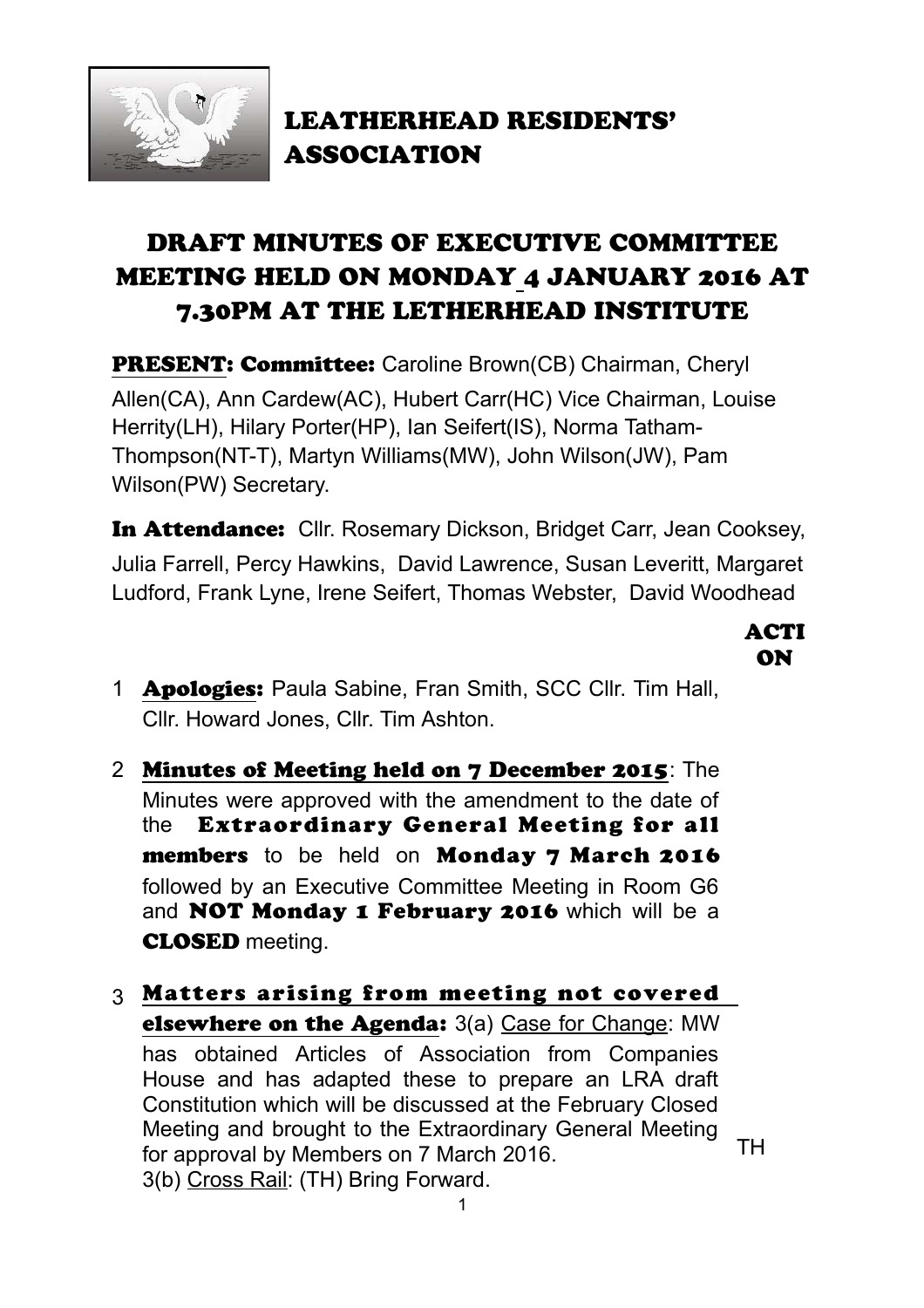# LEATHERHEAD RESIDENTS' ASSOCIATION

## DRAFT MINUTES OF EXECUTIVE COMMITTEE MEETING HELD ON MONDAY 4 JANUARY 2016 AT 7.30PM AT THE LETHERHEAD INSTITUTE

**PRESENT: Committee:** Caroline Brown(CB) Chairman, Cheryl Allen(CA), Ann Cardew(AC), Hubert Carr(HC) Vice Chairman, Louise Herrity(LH), Hilary Porter(HP), Ian Seifert(IS), Norma Tatham-Thompson(NT-T), Martyn Williams(MW), John Wilson(JW), Pam Wilson(PW) Secretary.

**In Attendance:** Cllr. Rosemary Dickson, Bridget Carr, Jean Cooksey, Julia Farrell, Percy Hawkins, David Lawrence, Susan Leveritt, Margaret Ludford, Frank Lyne, Irene Seifert, Thomas Webster, David Woodhead

**ACTION**

1 **Apologies:** Paula Sabine, Fran Smith, SCC Cllr. Tim Hall, Cllr. Howard Jones, Cllr. Tim Ashton.

2 **Minutes of Meeting held on 7 December 2015**: The Minutes were approved with the amendment to the date of the **Extraordinary General Meeting for all members** to be held on **Monday 7 March 2016** followed by an Executive Committee Meeting in Room G6 and **NOT Monday 1 February 2016** which will be a **CLOSED** meeting.

3 **Matters arising from meeting not covered elsewhere on the Agenda:** 3(a) Case for Change: MW has obtained Articles of Association from Companies House and has adapted these to prepare an LRA draft Constitution which will be discussed at the February Closed Meeting and brought to the Extraordinary General Meeting for approval by Members on 7 March 2016.
3(b) Cross Rail: (TH) Bring Forward. — TH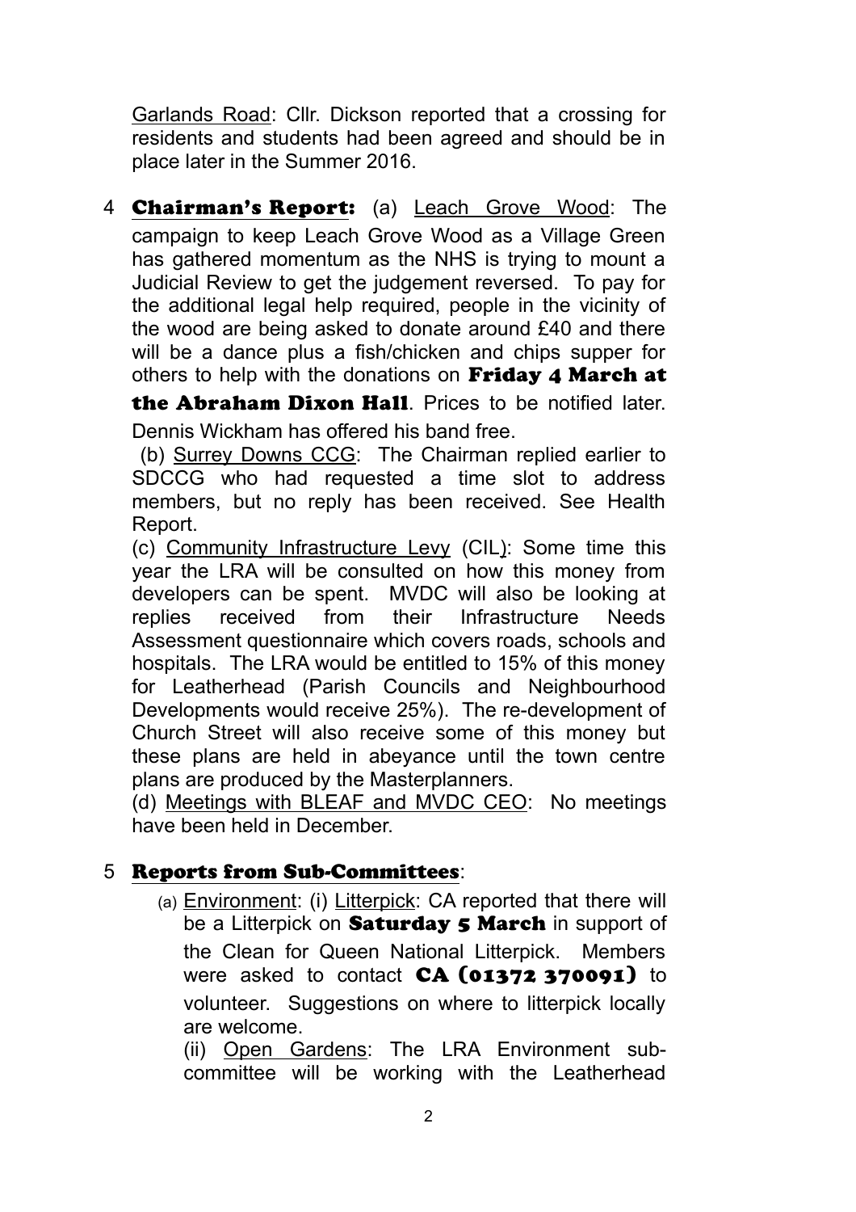Garlands Road: Cllr. Dickson reported that a crossing for residents and students had been agreed and should be in place later in the Summer 2016.

4 **Chairman's Report:** (a) Leach Grove Wood: The campaign to keep Leach Grove Wood as a Village Green has gathered momentum as the NHS is trying to mount a Judicial Review to get the judgement reversed. To pay for the additional legal help required, people in the vicinity of the wood are being asked to donate around £40 and there will be a dance plus a fish/chicken and chips supper for others to help with the donations on **Friday 4 March at the Abraham Dixon Hall**. Prices to be notified later. Dennis Wickham has offered his band free.

(b) Surrey Downs CCG: The Chairman replied earlier to SDCCG who had requested a time slot to address members, but no reply has been received. See Health Report.

(c) Community Infrastructure Levy (CIL): Some time this year the LRA will be consulted on how this money from developers can be spent. MVDC will also be looking at replies received from their Infrastructure Needs Assessment questionnaire which covers roads, schools and hospitals. The LRA would be entitled to 15% of this money for Leatherhead (Parish Councils and Neighbourhood Developments would receive 25%). The re-development of Church Street will also receive some of this money but these plans are held in abeyance until the town centre plans are produced by the Masterplanners.

(d) Meetings with BLEAF and MVDC CEO: No meetings have been held in December.

5 **Reports from Sub-Committees**:

(a) Environment: (i) Litterpick: CA reported that there will be a Litterpick on **Saturday 5 March** in support of the Clean for Queen National Litterpick. Members were asked to contact **CA (01372 370091)** to volunteer. Suggestions on where to litterpick locally are welcome.

(ii) Open Gardens: The LRA Environment sub-committee will be working with the Leatherhead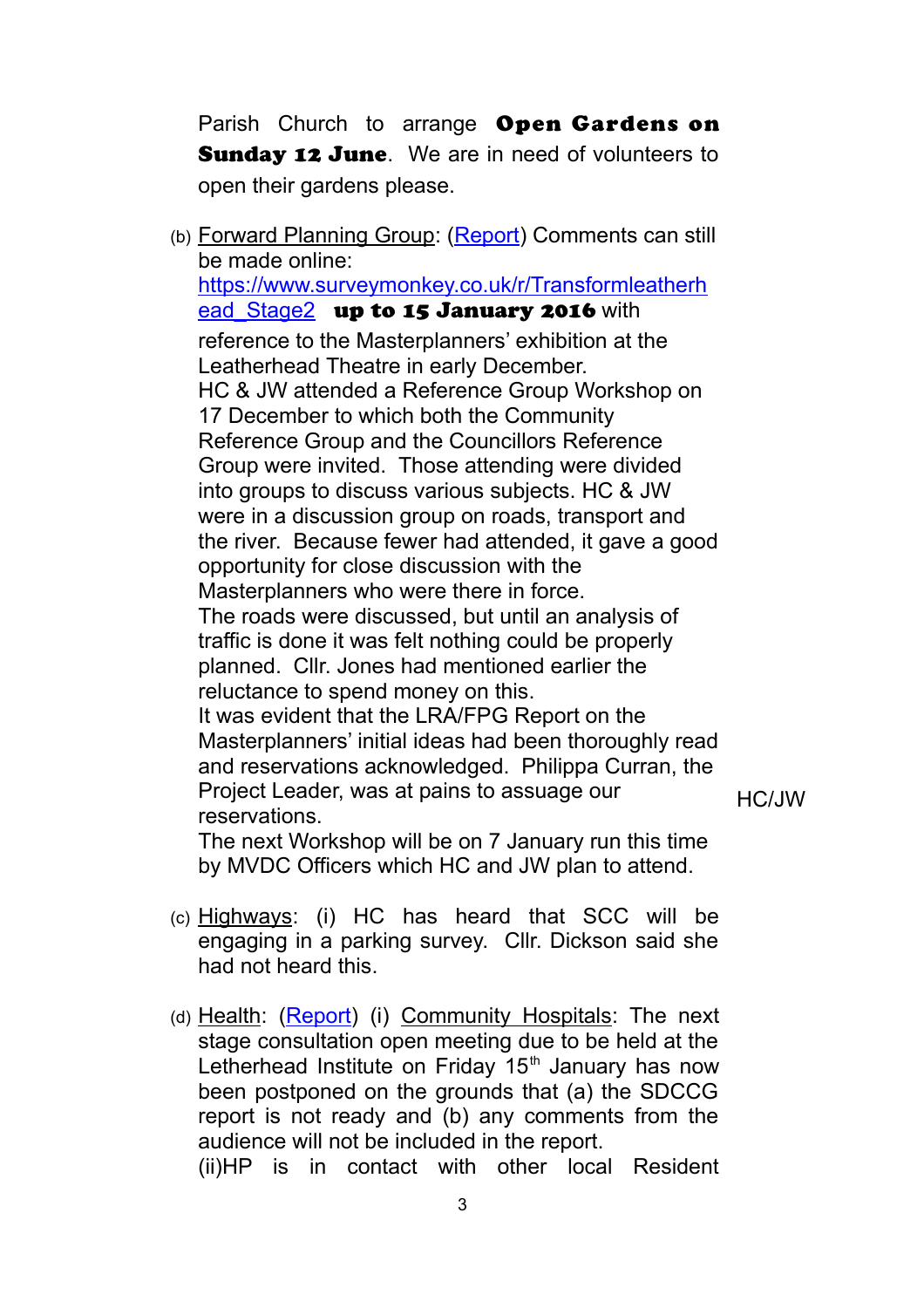Parish Church to arrange **Open Gardens on Sunday 12 June**. We are in need of volunteers to open their gardens please.

(b) Forward Planning Group: (Report) Comments can still be made online: https://www.surveymonkey.co.uk/r/Transformleatherhead_Stage2 **up to 15 January 2016** with reference to the Masterplanners' exhibition at the Leatherhead Theatre in early December.
HC & JW attended a Reference Group Workshop on 17 December to which both the Community Reference Group and the Councillors Reference Group were invited. Those attending were divided into groups to discuss various subjects. HC & JW were in a discussion group on roads, transport and the river. Because fewer had attended, it gave a good opportunity for close discussion with the Masterplanners who were there in force.
The roads were discussed, but until an analysis of traffic is done it was felt nothing could be properly planned. Cllr. Jones had mentioned earlier the reluctance to spend money on this.
It was evident that the LRA/FPG Report on the Masterplanners' initial ideas had been thoroughly read and reservations acknowledged. Philippa Curran, the Project Leader, was at pains to assuage our reservations.
The next Workshop will be on 7 January run this time by MVDC Officers which HC and JW plan to attend. — HC/JW

(c) Highways: (i) HC has heard that SCC will be engaging in a parking survey. Cllr. Dickson said she had not heard this.

(d) Health: (Report) (i) Community Hospitals: The next stage consultation open meeting due to be held at the Letherhead Institute on Friday 15th January has now been postponed on the grounds that (a) the SDCCG report is not ready and (b) any comments from the audience will not be included in the report.
(ii)HP is in contact with other local Resident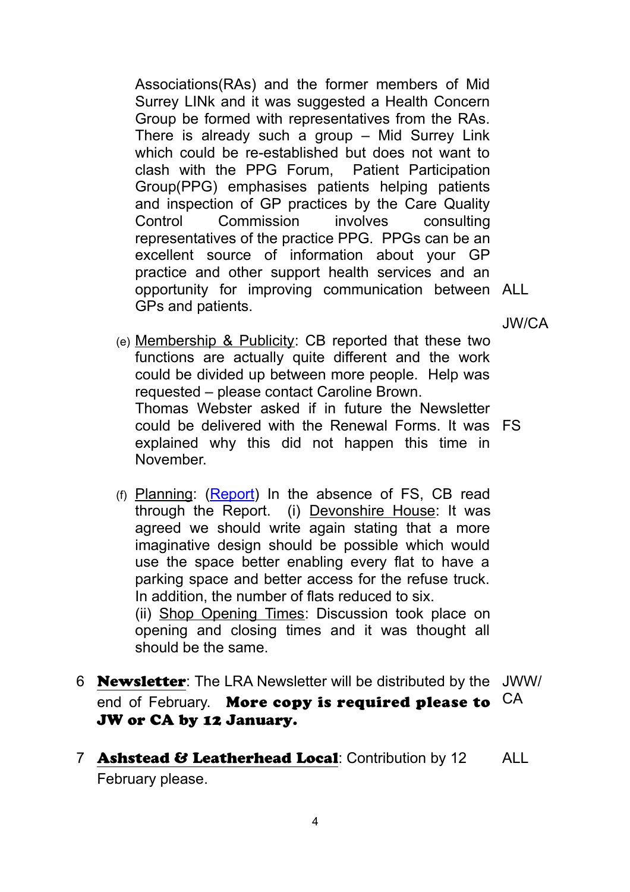Associations(RAs) and the former members of Mid Surrey LINk and it was suggested a Health Concern Group be formed with representatives from the RAs. There is already such a group – Mid Surrey Link which could be re-established but does not want to clash with the PPG Forum, Patient Participation Group(PPG) emphasises patients helping patients and inspection of GP practices by the Care Quality Control Commission involves consulting representatives of the practice PPG. PPGs can be an excellent source of information about your GP practice and other support health services and an opportunity for improving communication between GPs and patients. ALL

JW/CA

(e) Membership & Publicity: CB reported that these two functions are actually quite different and the work could be divided up between more people. Help was requested – please contact Caroline Brown. Thomas Webster asked if in future the Newsletter could be delivered with the Renewal Forms. It was explained why this did not happen this time in November. FS

(f) Planning: (Report) In the absence of FS, CB read through the Report. (i) Devonshire House: It was agreed we should write again stating that a more imaginative design should be possible which would use the space better enabling every flat to have a parking space and better access for the refuse truck. In addition, the number of flats reduced to six.
(ii) Shop Opening Times: Discussion took place on opening and closing times and it was thought all should be the same.

6 **Newsletter**: The LRA Newsletter will be distributed by the end of February. **More copy is required please to JW or CA by 12 January.** JWW/CA

7 **Ashstead & Leatherhead Local**: Contribution by 12 February please. ALL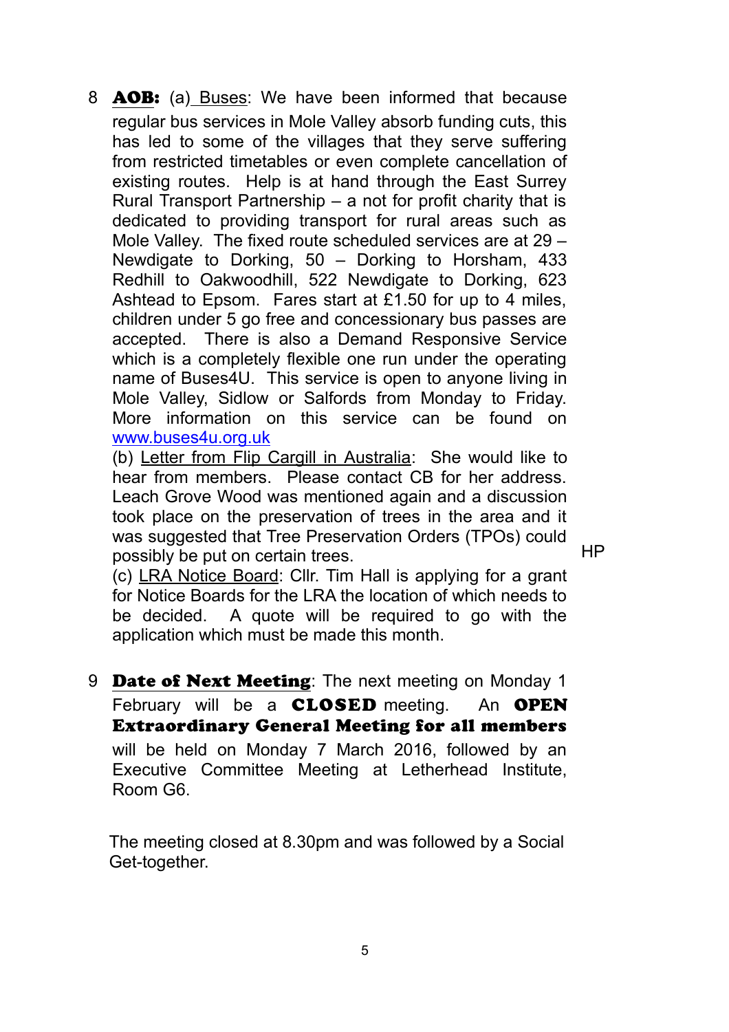8 **AOB:** (a) Buses: We have been informed that because regular bus services in Mole Valley absorb funding cuts, this has led to some of the villages that they serve suffering from restricted timetables or even complete cancellation of existing routes. Help is at hand through the East Surrey Rural Transport Partnership – a not for profit charity that is dedicated to providing transport for rural areas such as Mole Valley. The fixed route scheduled services are at 29 – Newdigate to Dorking, 50 – Dorking to Horsham, 433 Redhill to Oakwoodhill, 522 Newdigate to Dorking, 623 Ashtead to Epsom. Fares start at £1.50 for up to 4 miles, children under 5 go free and concessionary bus passes are accepted. There is also a Demand Responsive Service which is a completely flexible one run under the operating name of Buses4U. This service is open to anyone living in Mole Valley, Sidlow or Salfords from Monday to Friday. More information on this service can be found on www.buses4u.org.uk

(b) Letter from Flip Cargill in Australia: She would like to hear from members. Please contact CB for her address. Leach Grove Wood was mentioned again and a discussion took place on the preservation of trees in the area and it was suggested that Tree Preservation Orders (TPOs) could possibly be put on certain trees. HP

(c) LRA Notice Board: Cllr. Tim Hall is applying for a grant for Notice Boards for the LRA the location of which needs to be decided. A quote will be required to go with the application which must be made this month.

9 **Date of Next Meeting**: The next meeting on Monday 1 February will be a **CLOSED** meeting. An **OPEN Extraordinary General Meeting for all members** will be held on Monday 7 March 2016, followed by an Executive Committee Meeting at Letherhead Institute, Room G6.

The meeting closed at 8.30pm and was followed by a Social Get-together.